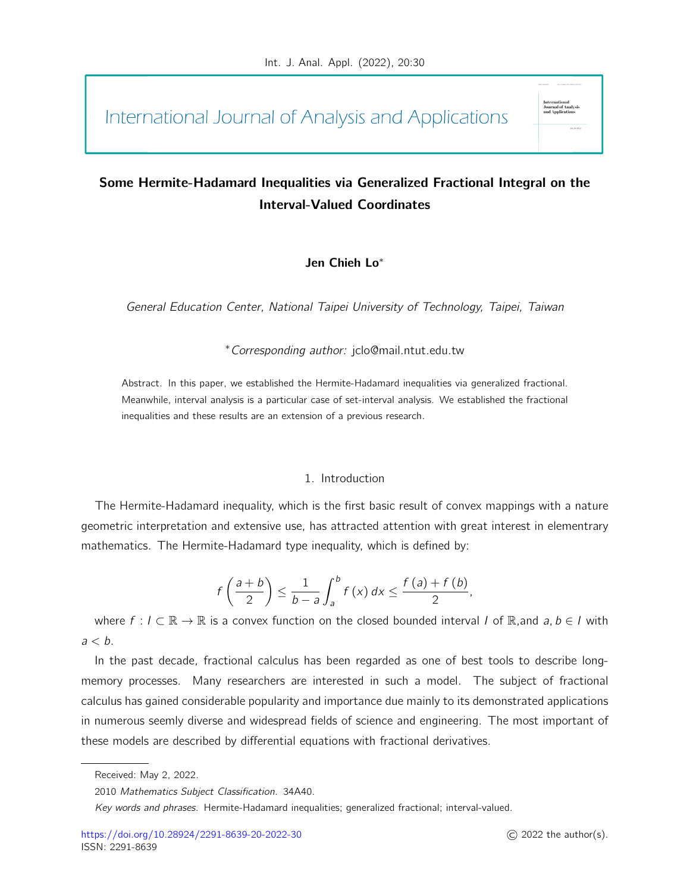# Some Hermite-Hadamard Inequalities via Generalized Fractional Integral on the Interval-Valued Coordinates

**Jen Chieh Lo***

*General Education Center, National Taipei University of Technology, Taipei, Taiwan*

**Corresponding author:* jclo@mail.ntut.edu.tw

Abstract. In this paper, we established the Hermite-Hadamard inequalities via generalized fractional. Meanwhile, interval analysis is a particular case of set-interval analysis. We established the fractional inequalities and these results are an extension of a previous research.

## 1. Introduction

The Hermite-Hadamard inequality, which is the first basic result of convex mappings with a nature geometric interpretation and extensive use, has attracted attention with great interest in elementrary mathematics. The Hermite-Hadamard type inequality, which is defined by:

$$f\left(\frac{a+b}{2}\right) \leq \frac{1}{b-a}\int_a^b f(x)\,dx \leq \frac{f(a)+f(b)}{2},$$

where $f : I \subset \mathbb{R} \to \mathbb{R}$ is a convex function on the closed bounded interval $I$ of $\mathbb{R}$,and $a, b \in I$ with $a < b$.

In the past decade, fractional calculus has been regarded as one of best tools to describe long-memory processes. Many researchers are interested in such a model. The subject of fractional calculus has gained considerable popularity and importance due mainly to its demonstrated applications in numerous seemly diverse and widespread fields of science and engineering. The most important of these models are described by differential equations with fractional derivatives.

Received: May 2, 2022.

2010 *Mathematics Subject Classification.* 34A40.

*Key words and phrases.* Hermite-Hadamard inequalities; generalized fractional; interval-valued.

https://doi.org/10.28924/2291-8639-20-2022-30

ISSN: 2291-8639

© 2022 the author(s).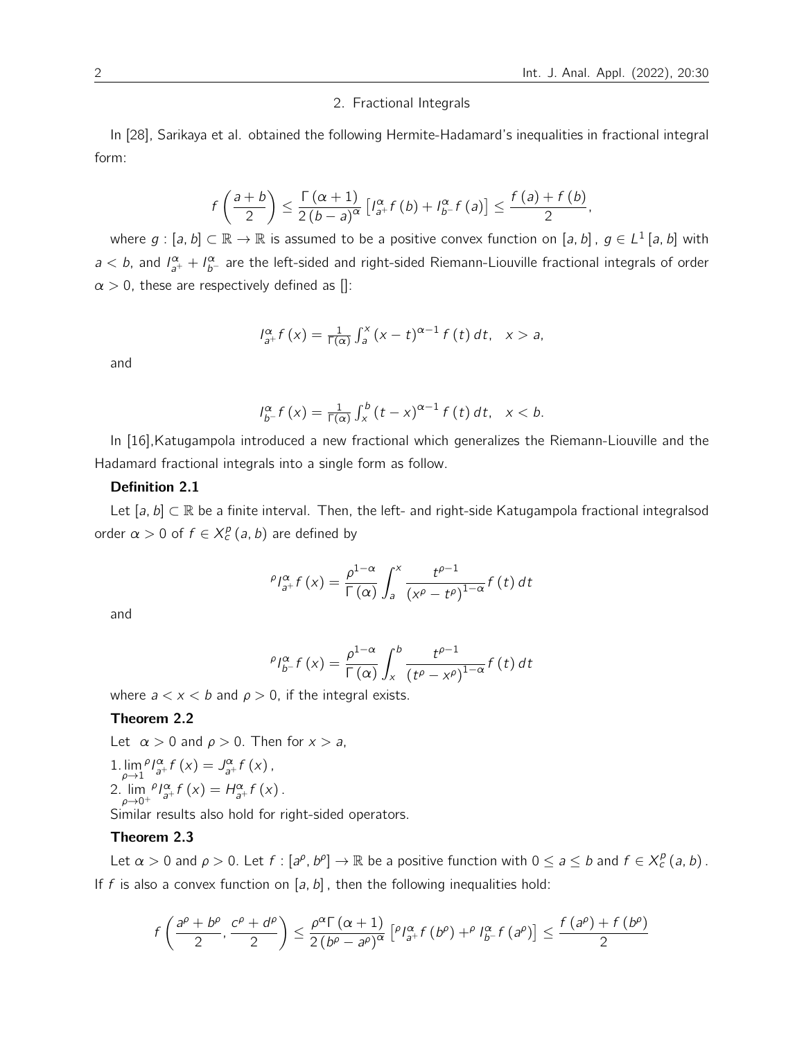## 2. Fractional Integrals

In [28], Sarikaya et al. obtained the following Hermite-Hadamard's inequalities in fractional integral form:

$$f\left(\frac{a+b}{2}\right) \leq \frac{\Gamma(\alpha+1)}{2(b-a)^{\alpha}}\left[I_{a^{+}}^{\alpha} f(b)+I_{b^{-}}^{\alpha} f(a)\right] \leq \frac{f(a)+f(b)}{2},$$

where $g : [a, b] \subset \mathbb{R} \to \mathbb{R}$ is assumed to be a positive convex function on $[a, b]$, $g \in L^1[a, b]$ with $a < b$, and $I_{a^+}^{\alpha} + I_{b^-}^{\alpha}$ are the left-sided and right-sided Riemann-Liouville fractional integrals of order $\alpha > 0$, these are respectively defined as []:

$$I_{a^{+}}^{\alpha} f(x)=\frac{1}{\Gamma(\alpha)} \int_{a}^{x}(x-t)^{\alpha-1} f(t) d t, \quad x>a,$$

and

$$I_{b^{-}}^{\alpha} f(x)=\frac{1}{\Gamma(\alpha)} \int_{x}^{b}(t-x)^{\alpha-1} f(t) d t, \quad x<b.$$

In [16],Katugampola introduced a new fractional which generalizes the Riemann-Liouville and the Hadamard fractional integrals into a single form as follow.

**Definition 2.1**

Let $[a, b] \subset \mathbb{R}$ be a finite interval. Then, the left- and right-side Katugampola fractional integralsod order $\alpha > 0$ of $f \in X_c^p(a, b)$ are defined by

$${}^{\rho}I_{a^{+}}^{\alpha} f(x)=\frac{\rho^{1-\alpha}}{\Gamma(\alpha)} \int_{a}^{x} \frac{t^{\rho-1}}{\left(x^{\rho}-t^{\rho}\right)^{1-\alpha}} f(t) d t$$

and

$${}^{\rho}I_{b^{-}}^{\alpha} f(x)=\frac{\rho^{1-\alpha}}{\Gamma(\alpha)} \int_{x}^{b} \frac{t^{\rho-1}}{\left(t^{\rho}-x^{\rho}\right)^{1-\alpha}} f(t) d t$$

where $a < x < b$ and $\rho > 0$, if the integral exists.

**Theorem 2.2**

Let $\alpha > 0$ and $\rho > 0$. Then for $x > a$,

1. $\lim\limits_{\rho \to 1} {}^{\rho}I_{a^+}^{\alpha} f(x) = J_{a^+}^{\alpha} f(x)$,
2. $\lim\limits_{\rho \to 0^+} {}^{\rho}I_{a^+}^{\alpha} f(x) = H_{a^+}^{\alpha} f(x)$.

Similar results also hold for right-sided operators.

**Theorem 2.3**

Let $\alpha > 0$ and $\rho > 0$. Let $f : [a^{\rho}, b^{\rho}] \to \mathbb{R}$ be a positive function with $0 \leq a \leq b$ and $f \in X_c^p(a, b)$. If $f$ is also a convex function on $[a, b]$, then the following inequalities hold:

$$f\left(\frac{a^{\rho}+b^{\rho}}{2}, \frac{c^{\rho}+d^{\rho}}{2}\right) \leq \frac{\rho^{\alpha} \Gamma(\alpha+1)}{2\left(b^{\rho}-a^{\rho}\right)^{\alpha}}\left[{}^{\rho}I_{a^{+}}^{\alpha} f\left(b^{\rho}\right)+{}^{\rho}I_{b^{-}}^{\alpha} f\left(a^{\rho}\right)\right] \leq \frac{f\left(a^{\rho}\right)+f\left(b^{\rho}\right)}{2}$$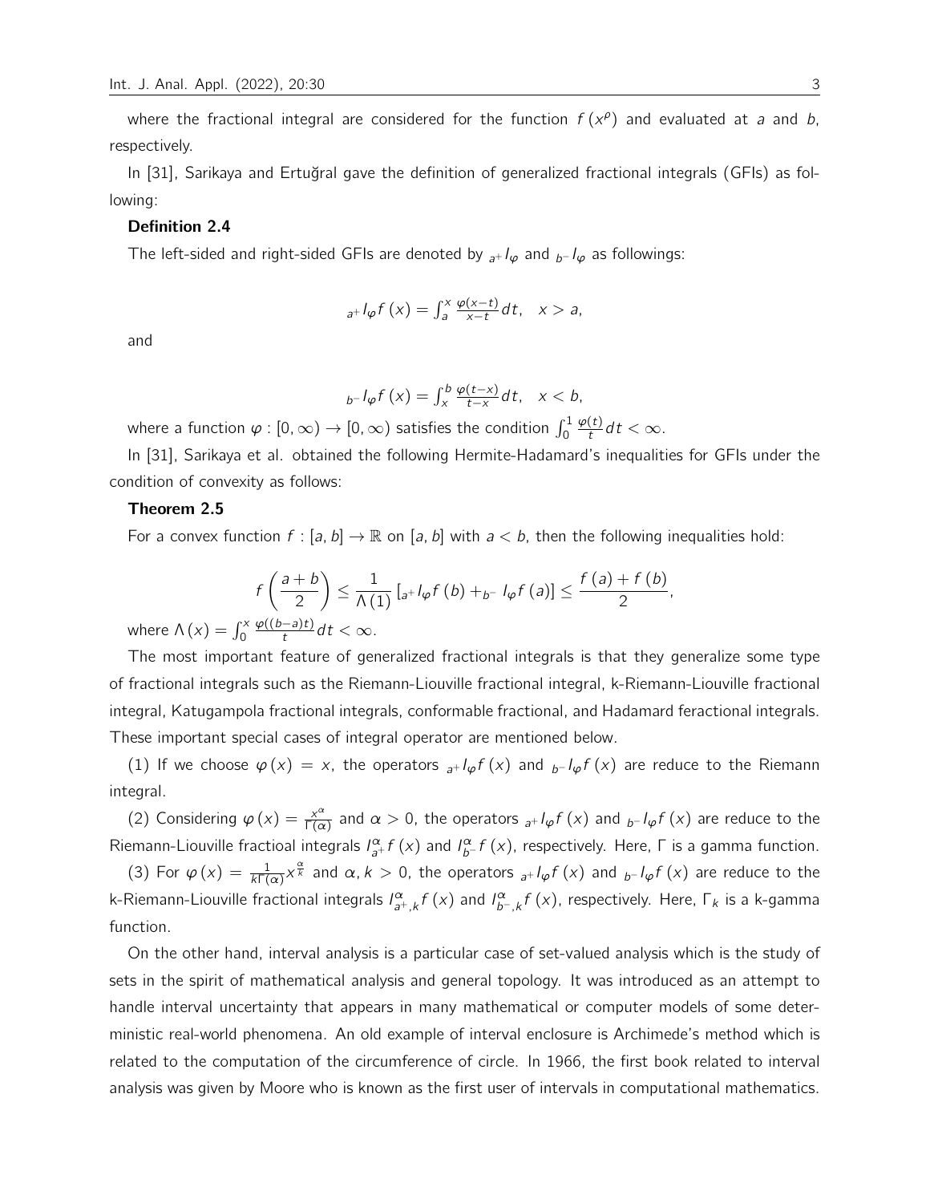where the fractional integral are considered for the function $f(x^\rho)$ and evaluated at $a$ and $b$, respectively.

In [31], Sarikaya and Ertuğral gave the definition of generalized fractional integrals (GFIs) as following:

**Definition 2.4**

The left-sided and right-sided GFIs are denoted by ${}_{a^+}I_\varphi$ and ${}_{b^-}I_\varphi$ as followings:

$${}_{a^+}I_\varphi f(x) = \int_a^x \frac{\varphi(x-t)}{x-t}dt, \quad x > a,$$

and

$${}_{b^-}I_\varphi f(x) = \int_x^b \frac{\varphi(t-x)}{t-x}dt, \quad x < b,$$

where a function $\varphi : [0,\infty) \to [0,\infty)$ satisfies the condition $\int_0^1 \frac{\varphi(t)}{t}dt < \infty$.

In [31], Sarikaya et al. obtained the following Hermite-Hadamard's inequalities for GFIs under the condition of convexity as follows:

**Theorem 2.5**

For a convex function $f : [a,b] \to \mathbb{R}$ on $[a,b]$ with $a < b$, then the following inequalities hold:

$$f\left(\frac{a+b}{2}\right) \leq \frac{1}{\Lambda(1)}\left[{}_{a^+}I_\varphi f(b) + {}_{b^-}I_\varphi f(a)\right] \leq \frac{f(a)+f(b)}{2},$$

where $\Lambda(x) = \int_0^x \frac{\varphi((b-a)t)}{t}dt < \infty$.

The most important feature of generalized fractional integrals is that they generalize some type of fractional integrals such as the Riemann-Liouville fractional integral, k-Riemann-Liouville fractional integral, Katugampola fractional integrals, conformable fractional, and Hadamard feractional integrals. These important special cases of integral operator are mentioned below.

(1) If we choose $\varphi(x) = x$, the operators ${}_{a^+}I_\varphi f(x)$ and ${}_{b^-}I_\varphi f(x)$ are reduce to the Riemann integral.

(2) Considering $\varphi(x) = \frac{x^\alpha}{\Gamma(\alpha)}$ and $\alpha > 0$, the operators ${}_{a^+}I_\varphi f(x)$ and ${}_{b^-}I_\varphi f(x)$ are reduce to the Riemann-Liouville fractioal integrals $I_{a^+}^\alpha f(x)$ and $I_{b^-}^\alpha f(x)$, respectively. Here, $\Gamma$ is a gamma function.

(3) For $\varphi(x) = \frac{1}{k\Gamma(\alpha)}x^{\frac{\alpha}{k}}$ and $\alpha, k > 0$, the operators ${}_{a^+}I_\varphi f(x)$ and ${}_{b^-}I_\varphi f(x)$ are reduce to the k-Riemann-Liouville fractional integrals $I_{a^+,k}^\alpha f(x)$ and $I_{b^-,k}^\alpha f(x)$, respectively. Here, $\Gamma_k$ is a k-gamma function.

On the other hand, interval analysis is a particular case of set-valued analysis which is the study of sets in the spirit of mathematical analysis and general topology. It was introduced as an attempt to handle interval uncertainty that appears in many mathematical or computer models of some deterministic real-world phenomena. An old example of interval enclosure is Archimede's method which is related to the computation of the circumference of circle. In 1966, the first book related to interval analysis was given by Moore who is known as the first user of intervals in computational mathematics.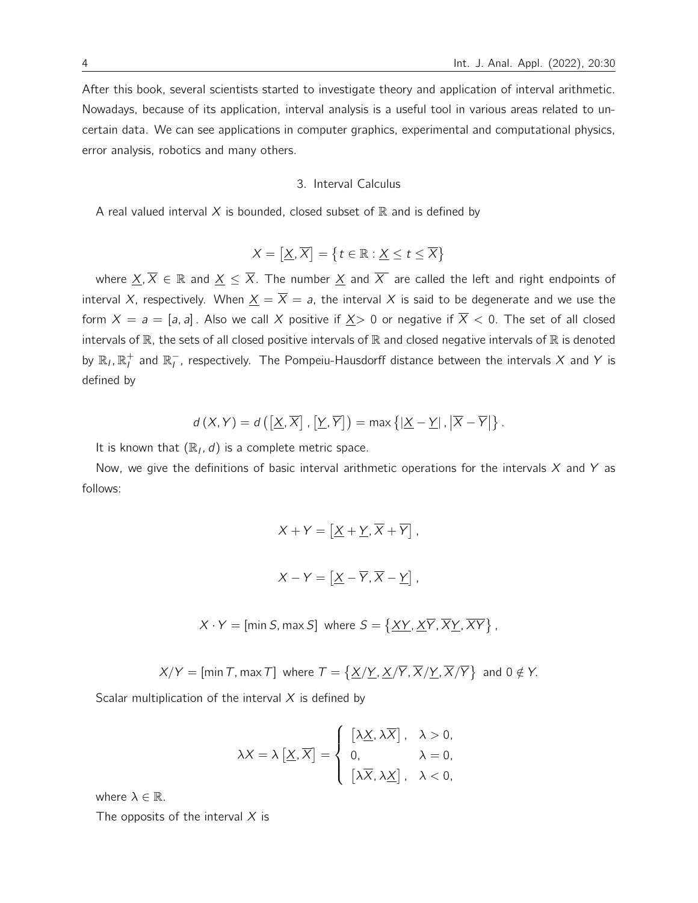After this book, several scientists started to investigate theory and application of interval arithmetic. Nowadays, because of its application, interval analysis is a useful tool in various areas related to uncertain data. We can see applications in computer graphics, experimental and computational physics, error analysis, robotics and many others.

## 3. Interval Calculus

A real valued interval $X$ is bounded, closed subset of $\mathbb{R}$ and is defined by

$$X = \left[\underline{X}, \overline{X}\right] = \left\{t \in \mathbb{R} : \underline{X} \leq t \leq \overline{X}\right\}$$

where $\underline{X}, \overline{X} \in \mathbb{R}$ and $\underline{X} \leq \overline{X}$. The number $\underline{X}$ and $\overline{X}$ are called the left and right endpoints of interval $X$, respectively. When $\underline{X} = \overline{X} = a$, the interval $X$ is said to be degenerate and we use the form $X = a = [a, a]$. Also we call $X$ positive if $\underline{X} > 0$ or negative if $\overline{X} < 0$. The set of all closed intervals of $\mathbb{R}$, the sets of all closed positive intervals of $\mathbb{R}$ and closed negative intervals of $\mathbb{R}$ is denoted by $\mathbb{R}_I, \mathbb{R}_I^+$ and $\mathbb{R}_I^-$, respectively. The Pompeiu-Hausdorff distance between the intervals $X$ and $Y$ is defined by

$$d(X, Y) = d\left(\left[\underline{X}, \overline{X}\right], \left[\underline{Y}, \overline{Y}\right]\right) = \max\left\{\left|\underline{X} - \underline{Y}\right|, \left|\overline{X} - \overline{Y}\right|\right\}.$$

It is known that $(\mathbb{R}_I, d)$ is a complete metric space.

Now, we give the definitions of basic interval arithmetic operations for the intervals $X$ and $Y$ as follows:

$$X + Y = \left[\underline{X} + \underline{Y}, \overline{X} + \overline{Y}\right],$$

$$X - Y = \left[\underline{X} - \overline{Y}, \overline{X} - \underline{Y}\right],$$

$$X \cdot Y = [\min S, \max S] \text{ where } S = \left\{\underline{X}\underline{Y}, \underline{X}\overline{Y}, \overline{X}\underline{Y}, \overline{X}\overline{Y}\right\},$$

$$X/Y = [\min T, \max T] \text{ where } T = \left\{\underline{X}/\underline{Y}, \underline{X}/\overline{Y}, \overline{X}/\underline{Y}, \overline{X}/\overline{Y}\right\} \text{ and } 0 \notin Y.$$

Scalar multiplication of the interval $X$ is defined by

$$\lambda X = \lambda\left[\underline{X}, \overline{X}\right] = \begin{cases} \left[\lambda\underline{X}, \lambda\overline{X}\right], & \lambda > 0, \\ 0, & \lambda = 0, \\ \left[\lambda\overline{X}, \lambda\underline{X}\right], & \lambda < 0, \end{cases}$$

where $\lambda \in \mathbb{R}$.

The opposits of the interval $X$ is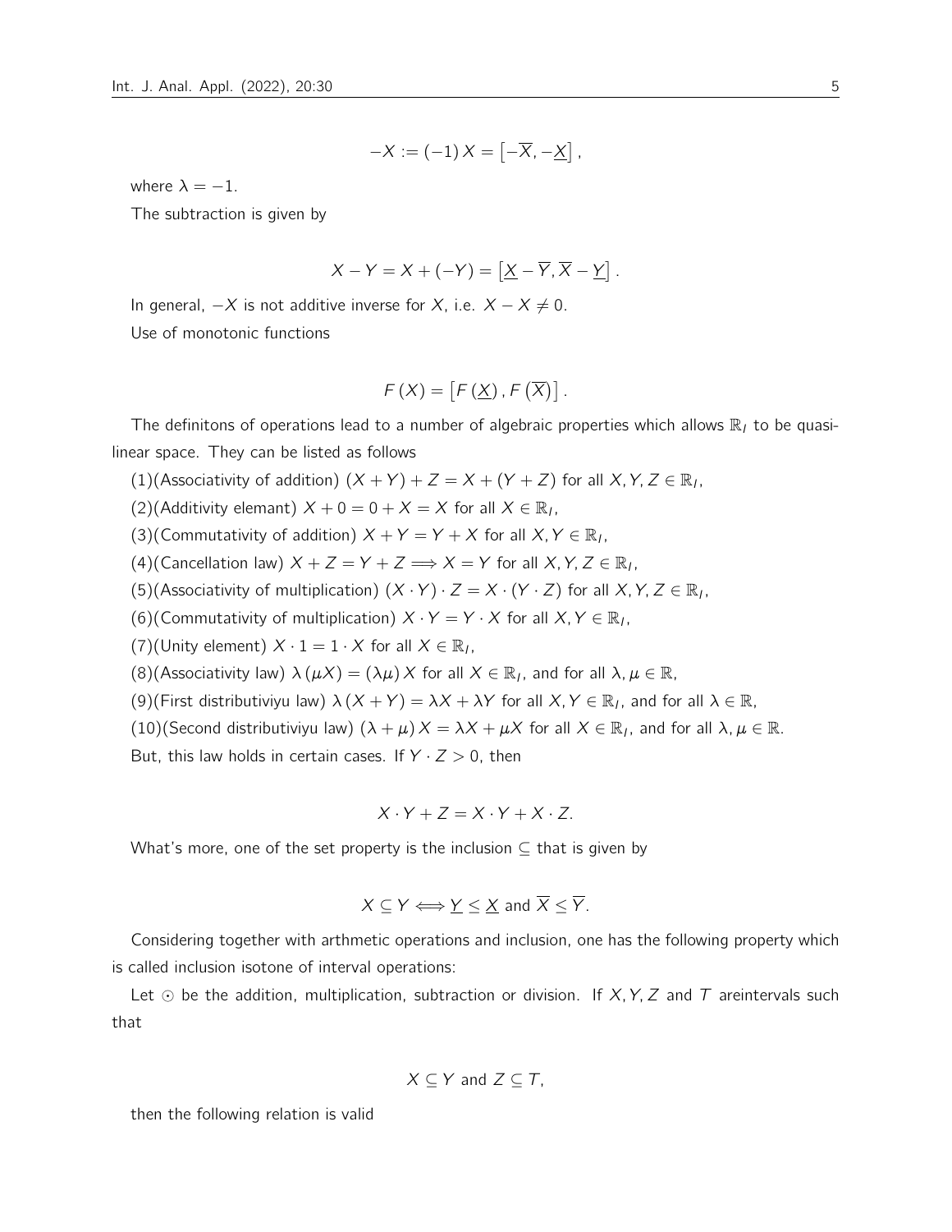$$-X := (-1)\,X = \left[-\overline{X}, -\underline{X}\right],$$

where $\lambda = -1$.

The subtraction is given by

$$X - Y = X + (-Y) = \left[\underline{X} - \overline{Y}, \overline{X} - \underline{Y}\right].$$

In general, $-X$ is not additive inverse for $X$, i.e. $X - X \neq 0$.

Use of monotonic functions

$$F(X) = \left[F\left(\underline{X}\right), F\left(\overline{X}\right)\right].$$

The definitons of operations lead to a number of algebraic properties which allows $\mathbb{R}_I$ to be quasilinear space. They can be listed as follows

(1)(Associativity of addition) $(X + Y) + Z = X + (Y + Z)$ for all $X, Y, Z \in \mathbb{R}_I$,

(2)(Additivity elemant) $X + 0 = 0 + X = X$ for all $X \in \mathbb{R}_I$,

(3)(Commutativity of addition) $X + Y = Y + X$ for all $X, Y \in \mathbb{R}_I$,

(4)(Cancellation law) $X + Z = Y + Z \Longrightarrow X = Y$ for all $X, Y, Z \in \mathbb{R}_I$,

(5)(Associativity of multiplication) $(X \cdot Y) \cdot Z = X \cdot (Y \cdot Z)$ for all $X, Y, Z \in \mathbb{R}_I$,

(6)(Commutativity of multiplication) $X \cdot Y = Y \cdot X$ for all $X, Y \in \mathbb{R}_I$,

(7)(Unity element) $X \cdot 1 = 1 \cdot X$ for all $X \in \mathbb{R}_I$,

(8)(Associativity law) $\lambda(\mu X) = (\lambda\mu)X$ for all $X \in \mathbb{R}_I$, and for all $\lambda, \mu \in \mathbb{R}$,

(9)(First distributiviyu law) $\lambda(X + Y) = \lambda X + \lambda Y$ for all $X, Y \in \mathbb{R}_I$, and for all $\lambda \in \mathbb{R}$,

(10)(Second distributiviyu law) $(\lambda + \mu)X = \lambda X + \mu X$ for all $X \in \mathbb{R}_I$, and for all $\lambda, \mu \in \mathbb{R}$.

But, this law holds in certain cases. If $Y \cdot Z > 0$, then

$$X \cdot Y + Z = X \cdot Y + X \cdot Z.$$

What's more, one of the set property is the inclusion $\subseteq$ that is given by

$$X \subseteq Y \Longleftrightarrow \underline{Y} \leq \underline{X} \text{ and } \overline{X} \leq \overline{Y}.$$

Considering together with arthmetic operations and inclusion, one has the following property which is called inclusion isotone of interval operations:

Let $\odot$ be the addition, multiplication, subtraction or division. If $X, Y, Z$ and $T$ areintervals such that

$$X \subseteq Y \text{ and } Z \subseteq T,$$

then the following relation is valid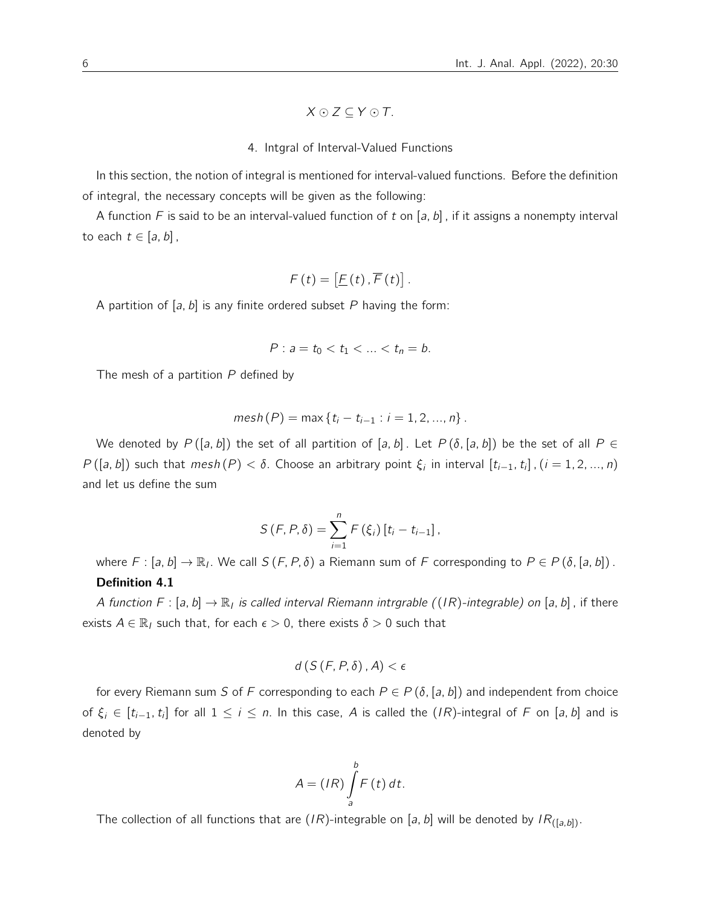$$X \odot Z \subseteq Y \odot T.$$

## 4. Intgral of Interval-Valued Functions

In this section, the notion of integral is mentioned for interval-valued functions. Before the definition of integral, the necessary concepts will be given as the following:

A function $F$ is said to be an interval-valued function of $t$ on $[a, b]$, if it assigns a nonempty interval to each $t \in [a, b]$,

$$F(t) = \left[\underline{F}(t), \overline{F}(t)\right].$$

A partition of $[a, b]$ is any finite ordered subset $P$ having the form:

$$P : a = t_0 < t_1 < ... < t_n = b.$$

The mesh of a partition $P$ defined by

$$mesh(P) = \max\{t_i - t_{i-1} : i = 1, 2, ..., n\}.$$

We denoted by $P([a, b])$ the set of all partition of $[a, b]$. Let $P(\delta, [a, b])$ be the set of all $P \in P([a, b])$ such that $mesh(P) < \delta$. Choose an arbitrary point $\xi_i$ in interval $[t_{i-1}, t_i]$, $(i = 1, 2, ..., n)$ and let us define the sum

$$S(F, P, \delta) = \sum_{i=1}^{n} F(\xi_i)[t_i - t_{i-1}],$$

where $F : [a, b] \to \mathbb{R}_I$. We call $S(F, P, \delta)$ a Riemann sum of $F$ corresponding to $P \in P(\delta, [a, b])$.

**Definition 4.1**

*A function $F : [a, b] \to \mathbb{R}_I$ is called interval Riemann intrgrable ($(IR)$-integrable) on $[a, b]$*, if there exists $A \in \mathbb{R}_I$ such that, for each $\epsilon > 0$, there exists $\delta > 0$ such that

$$d(S(F, P, \delta), A) < \epsilon$$

for every Riemann sum $S$ of $F$ corresponding to each $P \in P(\delta, [a, b])$ and independent from choice of $\xi_i \in [t_{i-1}, t_i]$ for all $1 \leq i \leq n$. In this case, $A$ is called the $(IR)$-integral of $F$ on $[a, b]$ and is denoted by

$$A = (IR)\int_{a}^{b} F(t)\,dt.$$

The collection of all functions that are $(IR)$-integrable on $[a, b]$ will be denoted by $IR_{([a,b])}$.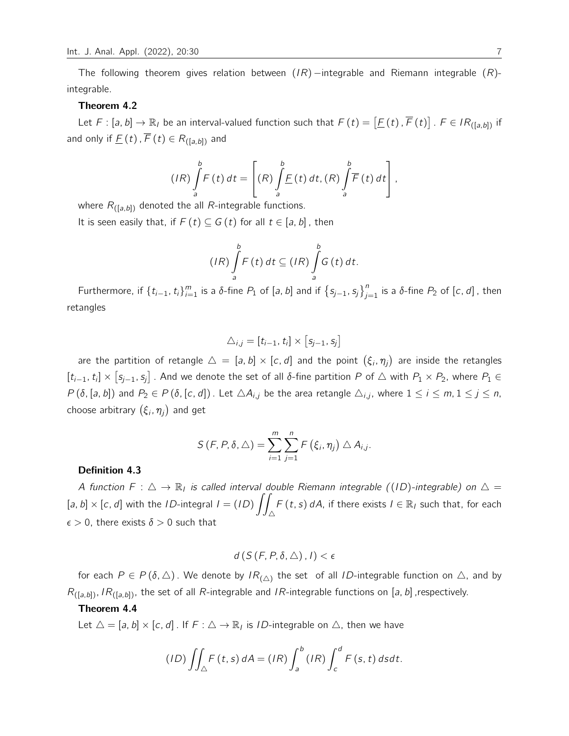The following theorem gives relation between $(IR)$−integrable and Riemann integrable $(R)$-integrable.

**Theorem 4.2**

Let $F:[a,b]\to\mathbb{R}_I$ be an interval-valued function such that $F(t)=\left[\underline{F}(t),\overline{F}(t)\right]$. $F\in IR_{([a,b])}$ if and only if $\underline{F}(t),\overline{F}(t)\in R_{([a,b])}$ and

$$(IR)\int_a^b F(t)\,dt=\left[(R)\int_a^b \underline{F}(t)\,dt,(R)\int_a^b \overline{F}(t)\,dt\right],$$

where $R_{([a,b])}$ denoted the all $R$-integrable functions.

It is seen easily that, if $F(t)\subseteq G(t)$ for all $t\in[a,b]$, then

$$(IR)\int_a^b F(t)\,dt\subseteq(IR)\int_a^b G(t)\,dt.$$

Furthermore, if $\{t_{i-1},t_i\}_{i=1}^m$ is a $\delta$-fine $P_1$ of $[a,b]$ and if $\{s_{j-1},s_j\}_{j=1}^n$ is a $\delta$-fine $P_2$ of $[c,d]$, then retangles

$$\triangle_{i,j}=[t_{i-1},t_i]\times[s_{j-1},s_j]$$

are the partition of retangle $\triangle=[a,b]\times[c,d]$ and the point $(\xi_i,\eta_j)$ are inside the retangles $[t_{i-1},t_i]\times[s_{j-1},s_j]$. And we denote the set of all $\delta$-fine partition $P$ of $\triangle$ with $P_1\times P_2$, where $P_1\in P(\delta,[a,b])$ and $P_2\in P(\delta,[c,d])$. Let $\triangle A_{i,j}$ be the area retangle $\triangle_{i,j}$, where $1\leq i\leq m, 1\leq j\leq n$, choose arbitrary $(\xi_i,\eta_j)$ and get

$$S(F,P,\delta,\triangle)=\sum_{i=1}^m\sum_{j=1}^n F(\xi_i,\eta_j)\triangle A_{i,j}.$$

**Definition 4.3**

*A function $F:\triangle\to\mathbb{R}_I$ is called interval double Riemann integrable ($(ID)$-integrable) on $\triangle=[a,b]\times[c,d]$* with the $ID$-integral $I=(ID)\iint_\triangle F(t,s)\,dA$, if there exists $I\in\mathbb{R}_I$ such that, for each $\epsilon>0$, there exists $\delta>0$ such that

$$d\left(S(F,P,\delta,\triangle),I\right)<\epsilon$$

for each $P\in P(\delta,\triangle)$. We denote by $IR_{(\triangle)}$ the set of all $ID$-integrable function on $\triangle$, and by $R_{([a,b])}$, $IR_{([a,b])}$, the set of all $R$-integrable and $IR$-integrable functions on $[a,b]$ ,respectively.

**Theorem 4.4**

Let $\triangle=[a,b]\times[c,d]$. If $F:\triangle\to\mathbb{R}_I$ is $ID$-integrable on $\triangle$, then we have

$$(ID)\iint_\triangle F(t,s)\,dA=(IR)\int_a^b(IR)\int_c^d F(s,t)\,ds dt.$$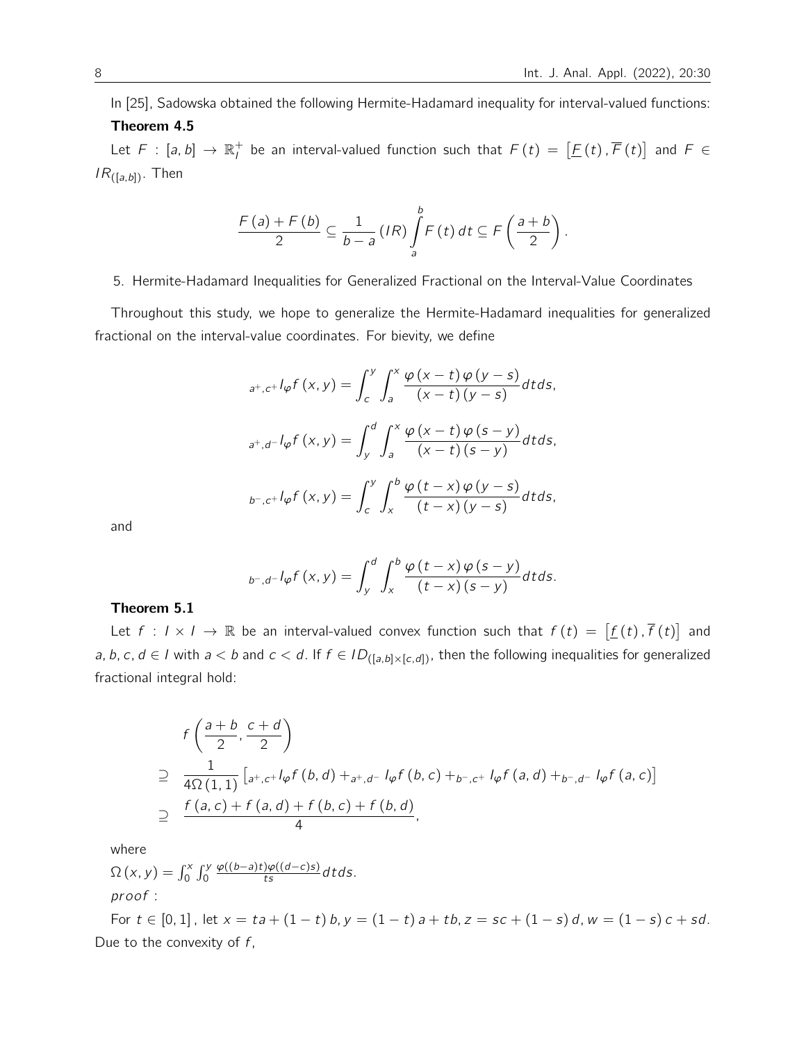In [25], Sadowska obtained the following Hermite-Hadamard inequality for interval-valued functions:

**Theorem 4.5**

Let $F : [a, b] \to \mathbb{R}_I^+$ be an interval-valued function such that $F(t) = \left[\underline{F}(t), \overline{F}(t)\right]$ and $F \in IR_{([a,b])}$. Then

$$\frac{F(a) + F(b)}{2} \subseteq \frac{1}{b-a} (IR) \int_a^b F(t)\, dt \subseteq F\left(\frac{a+b}{2}\right).$$

5. Hermite-Hadamard Inequalities for Generalized Fractional on the Interval-Value Coordinates

Throughout this study, we hope to generalize the Hermite-Hadamard inequalities for generalized fractional on the interval-value coordinates. For bievity, we define

$${}_{a^+,c^+}I_\varphi f(x, y) = \int_c^y \int_a^x \frac{\varphi(x-t)\varphi(y-s)}{(x-t)(y-s)} dtds,$$

$${}_{a^+,d^-}I_\varphi f(x, y) = \int_y^d \int_a^x \frac{\varphi(x-t)\varphi(s-y)}{(x-t)(s-y)} dtds,$$

$${}_{b^-,c^+}I_\varphi f(x, y) = \int_c^y \int_x^b \frac{\varphi(t-x)\varphi(y-s)}{(t-x)(y-s)} dtds,$$

and

$${}_{b^-,d^-}I_\varphi f(x, y) = \int_y^d \int_x^b \frac{\varphi(t-x)\varphi(s-y)}{(t-x)(s-y)} dtds.$$

**Theorem 5.1**

Let $f : I \times I \to \mathbb{R}$ be an interval-valued convex function such that $f(t) = \left[\underline{f}(t), \overline{f}(t)\right]$ and $a, b, c, d \in I$ with $a < b$ and $c < d$. If $f \in ID_{([a,b]\times[c,d])}$, then the following inequalities for generalized fractional integral hold:

$$\begin{aligned}
& f\left(\frac{a+b}{2}, \frac{c+d}{2}\right) \\
\supseteq \quad & \frac{1}{4\Omega(1,1)} \left[{}_{a^+,c^+}I_\varphi f(b, d) +{}_{a^+,d^-} I_\varphi f(b, c) +{}_{b^-,c^+} I_\varphi f(a, d) +{}_{b^-,d^-} I_\varphi f(a, c)\right] \\
\supseteq \quad & \frac{f(a, c) + f(a, d) + f(b, c) + f(b, d)}{4},
\end{aligned}$$

where

$\Omega(x, y) = \int_0^x \int_0^y \frac{\varphi((b-a)t)\varphi((d-c)s)}{ts} dtds.$

*proof* :

For $t \in [0, 1]$, let $x = ta + (1-t)b, y = (1-t)a + tb, z = sc + (1-s)d, w = (1-s)c + sd$. Due to the convexity of $f$,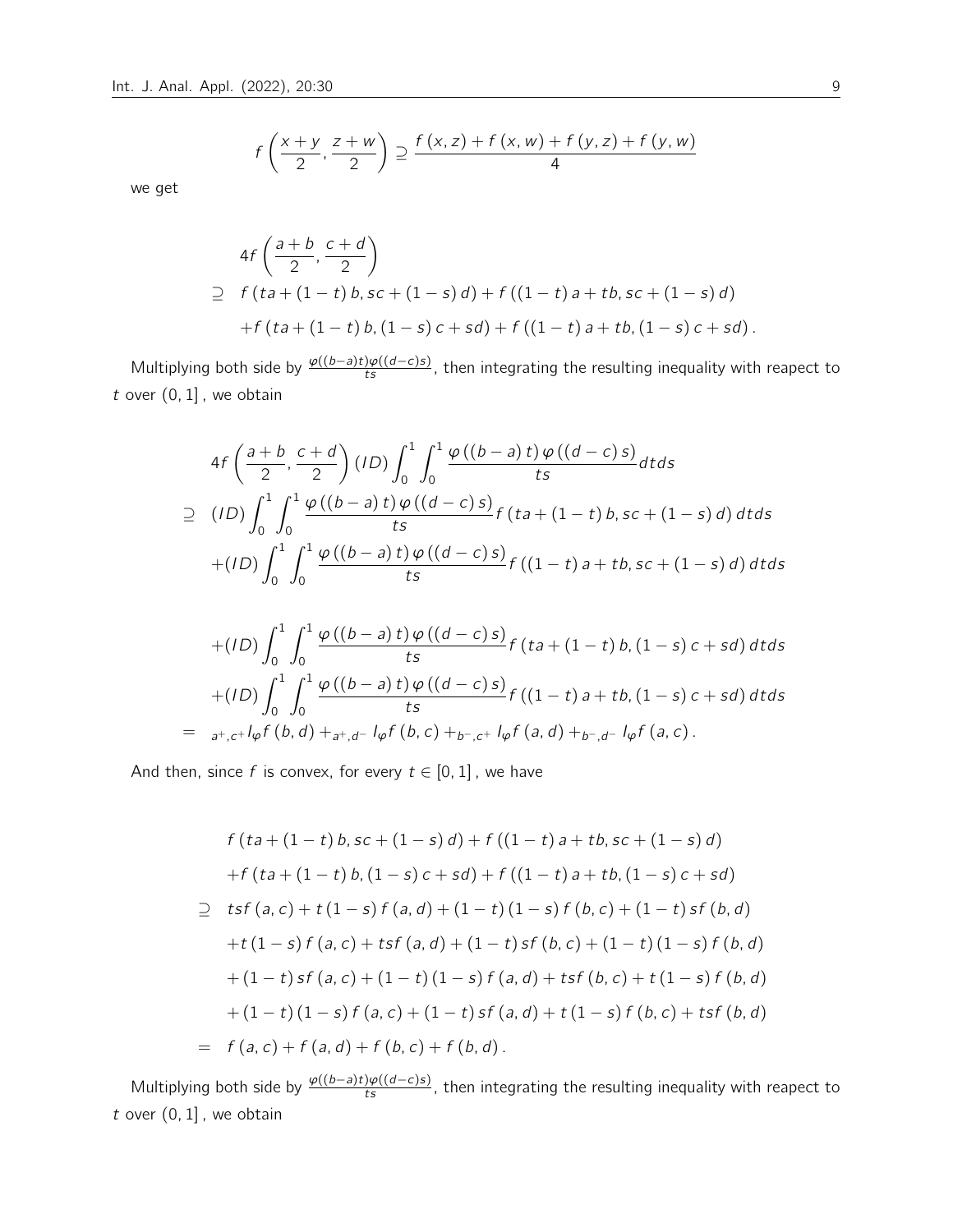$$f\left(\frac{x+y}{2}, \frac{z+w}{2}\right) \supseteq \frac{f(x,z)+f(x,w)+f(y,z)+f(y,w)}{4}$$

we get

$$\begin{aligned}
& 4f\left(\frac{a+b}{2}, \frac{c+d}{2}\right) \\
\supseteq \quad & f(ta+(1-t)b, sc+(1-s)d) + f((1-t)a+tb, sc+(1-s)d) \\
& + f(ta+(1-t)b, (1-s)c+sd) + f((1-t)a+tb, (1-s)c+sd).
\end{aligned}$$

Multiplying both side by $\frac{\varphi((b-a)t)\varphi((d-c)s)}{ts}$, then integrating the resulting inequality with reapect to $t$ over $(0,1]$, we obtain

$$\begin{aligned}
& 4f\left(\frac{a+b}{2}, \frac{c+d}{2}\right)(ID)\int_0^1\int_0^1 \frac{\varphi((b-a)t)\varphi((d-c)s)}{ts}dtds \\
\supseteq \quad & (ID)\int_0^1\int_0^1 \frac{\varphi((b-a)t)\varphi((d-c)s)}{ts} f(ta+(1-t)b, sc+(1-s)d)\,dtds \\
& +(ID)\int_0^1\int_0^1 \frac{\varphi((b-a)t)\varphi((d-c)s)}{ts} f((1-t)a+tb, sc+(1-s)d)\,dtds \\
& +(ID)\int_0^1\int_0^1 \frac{\varphi((b-a)t)\varphi((d-c)s)}{ts} f(ta+(1-t)b, (1-s)c+sd)\,dtds \\
& +(ID)\int_0^1\int_0^1 \frac{\varphi((b-a)t)\varphi((d-c)s)}{ts} f((1-t)a+tb, (1-s)c+sd)\,dtds \\
= \quad & {}_{a^+,c^+}I_\varphi f(b,d) + {}_{a^+,d^-}I_\varphi f(b,c) + {}_{b^-,c^+}I_\varphi f(a,d) + {}_{b^-,d^-}I_\varphi f(a,c).
\end{aligned}$$

And then, since $f$ is convex, for every $t \in [0,1]$, we have

$$\begin{aligned}
& f(ta+(1-t)b, sc+(1-s)d) + f((1-t)a+tb, sc+(1-s)d) \\
& + f(ta+(1-t)b, (1-s)c+sd) + f((1-t)a+tb, (1-s)c+sd) \\
\supseteq \quad & tsf(a,c) + t(1-s)f(a,d) + (1-t)(1-s)f(b,c) + (1-t)sf(b,d) \\
& + t(1-s)f(a,c) + tsf(a,d) + (1-t)sf(b,c) + (1-t)(1-s)f(b,d) \\
& + (1-t)sf(a,c) + (1-t)(1-s)f(a,d) + tsf(b,c) + t(1-s)f(b,d) \\
& + (1-t)(1-s)f(a,c) + (1-t)sf(a,d) + t(1-s)f(b,c) + tsf(b,d) \\
= \quad & f(a,c) + f(a,d) + f(b,c) + f(b,d).
\end{aligned}$$

Multiplying both side by $\frac{\varphi((b-a)t)\varphi((d-c)s)}{ts}$, then integrating the resulting inequality with reapect to $t$ over $(0,1]$, we obtain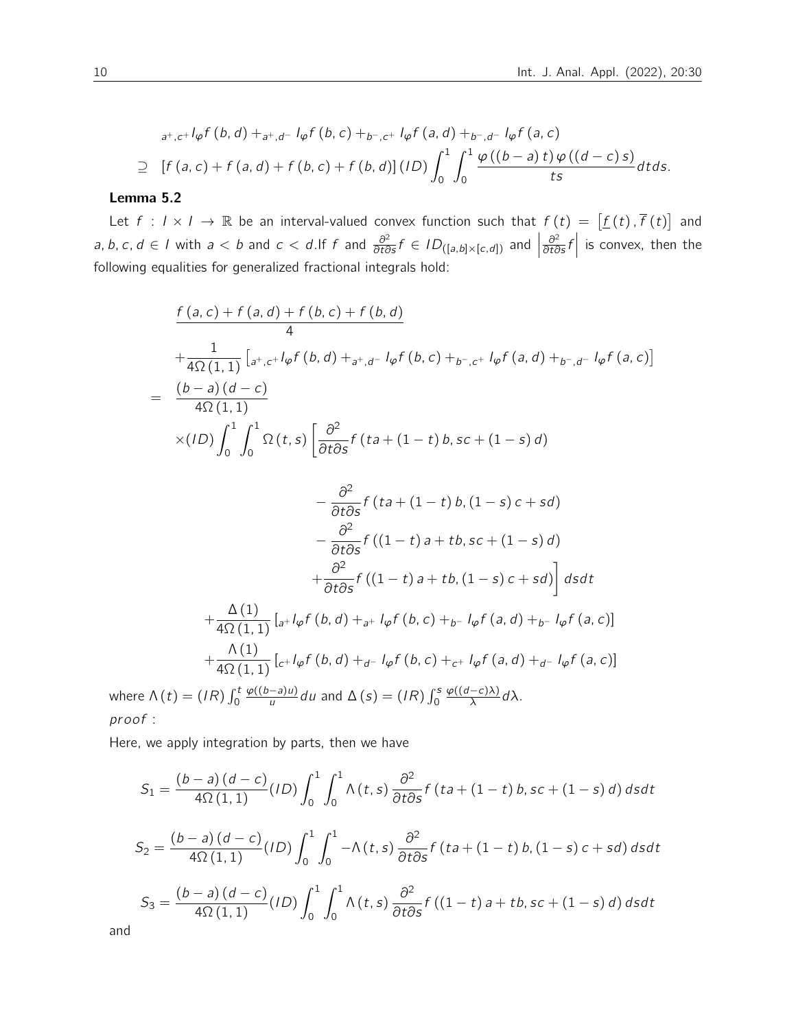$$
\begin{aligned}
& {}_{a^+,c^+}I_\varphi f(b,d) + {}_{a^+,d^-}I_\varphi f(b,c) + {}_{b^-,c^+}I_\varphi f(a,d) + {}_{b^-,d^-}I_\varphi f(a,c) \\
\supseteq \quad & [f(a,c)+f(a,d)+f(b,c)+f(b,d)]\,(ID)\int_0^1\int_0^1 \frac{\varphi((b-a)t)\,\varphi((d-c)s)}{ts}\,dtds.
\end{aligned}
$$

**Lemma 5.2**

Let $f : I \times I \to \mathbb{R}$ be an interval-valued convex function such that $f(t) = \left[\underline{f}(t), \overline{f}(t)\right]$ and $a,b,c,d \in I$ with $a<b$ and $c<d$. If $f$ and $\frac{\partial^2}{\partial t \partial s} f \in ID_{([a,b]\times[c,d])}$ and $\left|\frac{\partial^2}{\partial t \partial s} f\right|$ is convex, then the following equalities for generalized fractional integrals hold:

$$
\begin{aligned}
& \frac{f(a,c)+f(a,d)+f(b,c)+f(b,d)}{4} \\
& + \frac{1}{4\Omega(1,1)}\left[{}_{a^+,c^+}I_\varphi f(b,d) + {}_{a^+,d^-}I_\varphi f(b,c) + {}_{b^-,c^+}I_\varphi f(a,d) + {}_{b^-,d^-}I_\varphi f(a,c)\right] \\
= \quad & \frac{(b-a)(d-c)}{4\Omega(1,1)} \\
& \times (ID)\int_0^1\int_0^1 \Omega(t,s)\left[\frac{\partial^2}{\partial t \partial s} f(ta+(1-t)b, sc+(1-s)d)\right. \\
& \qquad - \frac{\partial^2}{\partial t \partial s} f(ta+(1-t)b, (1-s)c+sd) \\
& \qquad - \frac{\partial^2}{\partial t \partial s} f((1-t)a+tb, sc+(1-s)d) \\
& \qquad \left. + \frac{\partial^2}{\partial t \partial s} f((1-t)a+tb, (1-s)c+sd)\right] dsdt \\
& + \frac{\Delta(1)}{4\Omega(1,1)}\left[{}_{a^+}I_\varphi f(b,d) + {}_{a^+}I_\varphi f(b,c) + {}_{b^-}I_\varphi f(a,d) + {}_{b^-}I_\varphi f(a,c)\right] \\
& + \frac{\Lambda(1)}{4\Omega(1,1)}\left[{}_{c^+}I_\varphi f(b,d) + {}_{d^-}I_\varphi f(b,c) + {}_{c^+}I_\varphi f(a,d) + {}_{d^-}I_\varphi f(a,c)\right]
\end{aligned}
$$

where $\Lambda(t) = (IR)\int_0^t \frac{\varphi((b-a)u)}{u}du$ and $\Delta(s) = (IR)\int_0^s \frac{\varphi((d-c)\lambda)}{\lambda}d\lambda$.

*proof* :

Here, we apply integration by parts, then we have

$$
S_1 = \frac{(b-a)(d-c)}{4\Omega(1,1)}(ID)\int_0^1\int_0^1 \Lambda(t,s)\frac{\partial^2}{\partial t \partial s} f(ta+(1-t)b, sc+(1-s)d)\,dsdt
$$

$$
S_2 = \frac{(b-a)(d-c)}{4\Omega(1,1)}(ID)\int_0^1\int_0^1 -\Lambda(t,s)\frac{\partial^2}{\partial t \partial s} f(ta+(1-t)b, (1-s)c+sd)\,dsdt
$$

$$
S_3 = \frac{(b-a)(d-c)}{4\Omega(1,1)}(ID)\int_0^1\int_0^1 \Lambda(t,s)\frac{\partial^2}{\partial t \partial s} f((1-t)a+tb, sc+(1-s)d)\,dsdt
$$

and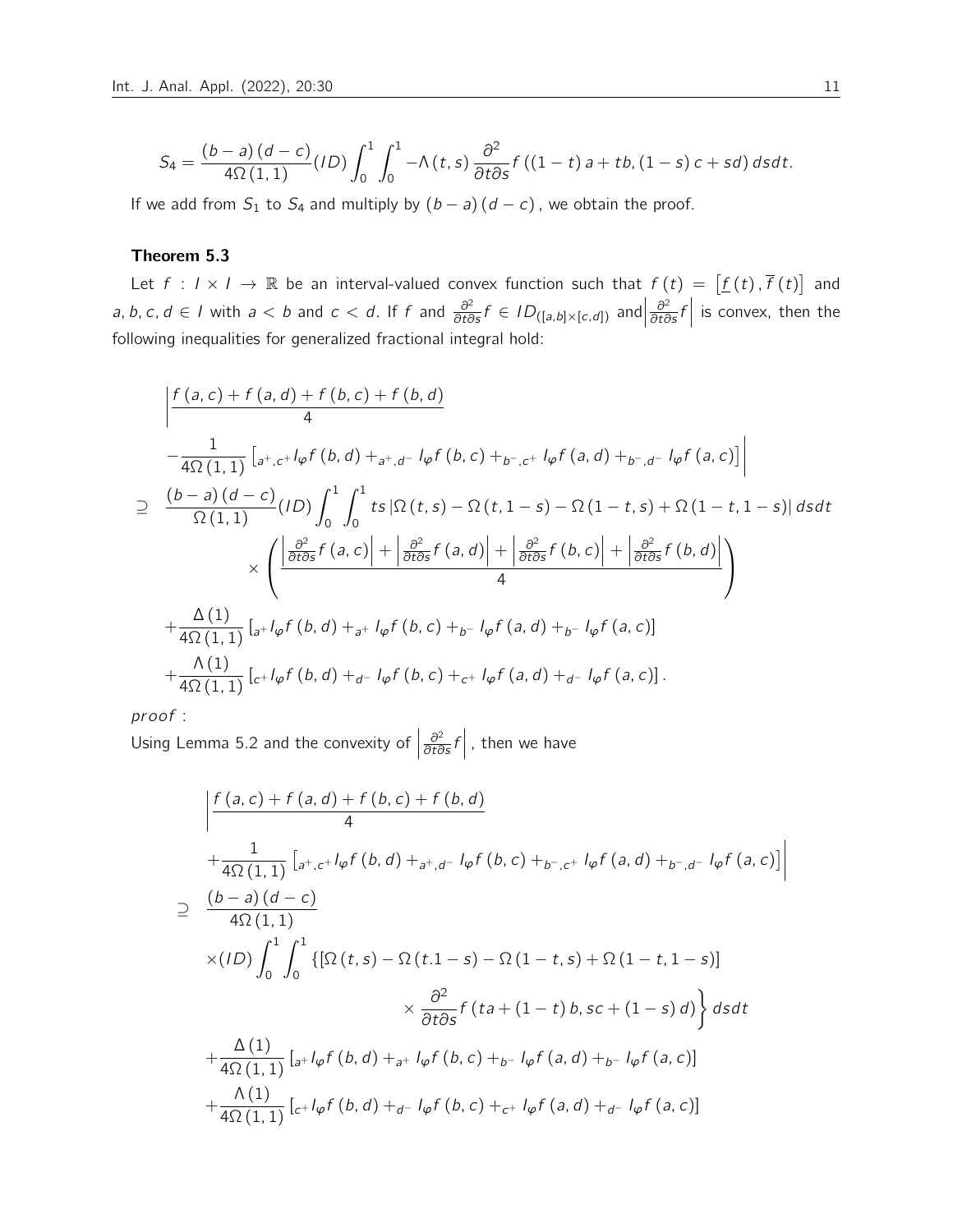$$S_4 = \frac{(b-a)(d-c)}{4\Omega(1,1)}(ID)\int_0^1\int_0^1 -\Lambda(t,s)\frac{\partial^2}{\partial t \partial s}f((1-t)a+tb,(1-s)c+sd)\,dsdt.$$

If we add from $S_1$ to $S_4$ and multiply by $(b-a)(d-c)$, we obtain the proof.

**Theorem 5.3**

Let $f : I \times I \to \mathbb{R}$ be an interval-valued convex function such that $f(t) = \left[\underline{f}(t), \overline{f}(t)\right]$ and $a, b, c, d \in I$ with $a < b$ and $c < d$. If $f$ and $\frac{\partial^2}{\partial t \partial s}f \in ID_{([a,b]\times[c,d])}$ and $\left|\frac{\partial^2}{\partial t \partial s}f\right|$ is convex, then the following inequalities for generalized fractional integral hold:

$$\begin{aligned}
&\left|\frac{f(a,c)+f(a,d)+f(b,c)+f(b,d)}{4}\right. \\
&\left.-\frac{1}{4\Omega(1,1)}\left[{}_{a^+,c^+}I_\varphi f(b,d) + {}_{a^+,d^-}I_\varphi f(b,c) + {}_{b^-,c^+}I_\varphi f(a,d) + {}_{b^-,d^-}I_\varphi f(a,c)\right]\right| \\
\supseteq\ & \frac{(b-a)(d-c)}{\Omega(1,1)}(ID)\int_0^1\int_0^1 ts\left|\Omega(t,s)-\Omega(t,1-s)-\Omega(1-t,s)+\Omega(1-t,1-s)\right|dsdt \\
&\times\left(\frac{\left|\frac{\partial^2}{\partial t \partial s}f(a,c)\right| + \left|\frac{\partial^2}{\partial t \partial s}f(a,d)\right| + \left|\frac{\partial^2}{\partial t \partial s}f(b,c)\right| + \left|\frac{\partial^2}{\partial t \partial s}f(b,d)\right|}{4}\right) \\
&+\frac{\Delta(1)}{4\Omega(1,1)}\left[{}_{a^+}I_\varphi f(b,d) + {}_{a^+}I_\varphi f(b,c) + {}_{b^-}I_\varphi f(a,d) + {}_{b^-}I_\varphi f(a,c)\right] \\
&+\frac{\Lambda(1)}{4\Omega(1,1)}\left[{}_{c^+}I_\varphi f(b,d) + {}_{d^-}I_\varphi f(b,c) + {}_{c^+}I_\varphi f(a,d) + {}_{d^-}I_\varphi f(a,c)\right].
\end{aligned}$$

*proof* :

Using Lemma 5.2 and the convexity of $\left|\frac{\partial^2}{\partial t \partial s}f\right|$, then we have

$$\begin{aligned}
&\left|\frac{f(a,c)+f(a,d)+f(b,c)+f(b,d)}{4}\right. \\
&\left.+\frac{1}{4\Omega(1,1)}\left[{}_{a^+,c^+}I_\varphi f(b,d) + {}_{a^+,d^-}I_\varphi f(b,c) + {}_{b^-,c^+}I_\varphi f(a,d) + {}_{b^-,d^-}I_\varphi f(a,c)\right]\right| \\
\supseteq\ & \frac{(b-a)(d-c)}{4\Omega(1,1)} \\
&\times(ID)\int_0^1\int_0^1 \left\{\left[\Omega(t,s)-\Omega(t.1-s)-\Omega(1-t,s)+\Omega(1-t,1-s)\right]\right. \\
&\left.\times\frac{\partial^2}{\partial t \partial s}f(ta+(1-t)b, sc+(1-s)d)\right\}dsdt \\
&+\frac{\Delta(1)}{4\Omega(1,1)}\left[{}_{a^+}I_\varphi f(b,d) + {}_{a^+}I_\varphi f(b,c) + {}_{b^-}I_\varphi f(a,d) + {}_{b^-}I_\varphi f(a,c)\right] \\
&+\frac{\Lambda(1)}{4\Omega(1,1)}\left[{}_{c^+}I_\varphi f(b,d) + {}_{d^-}I_\varphi f(b,c) + {}_{c^+}I_\varphi f(a,d) + {}_{d^-}I_\varphi f(a,c)\right]
\end{aligned}$$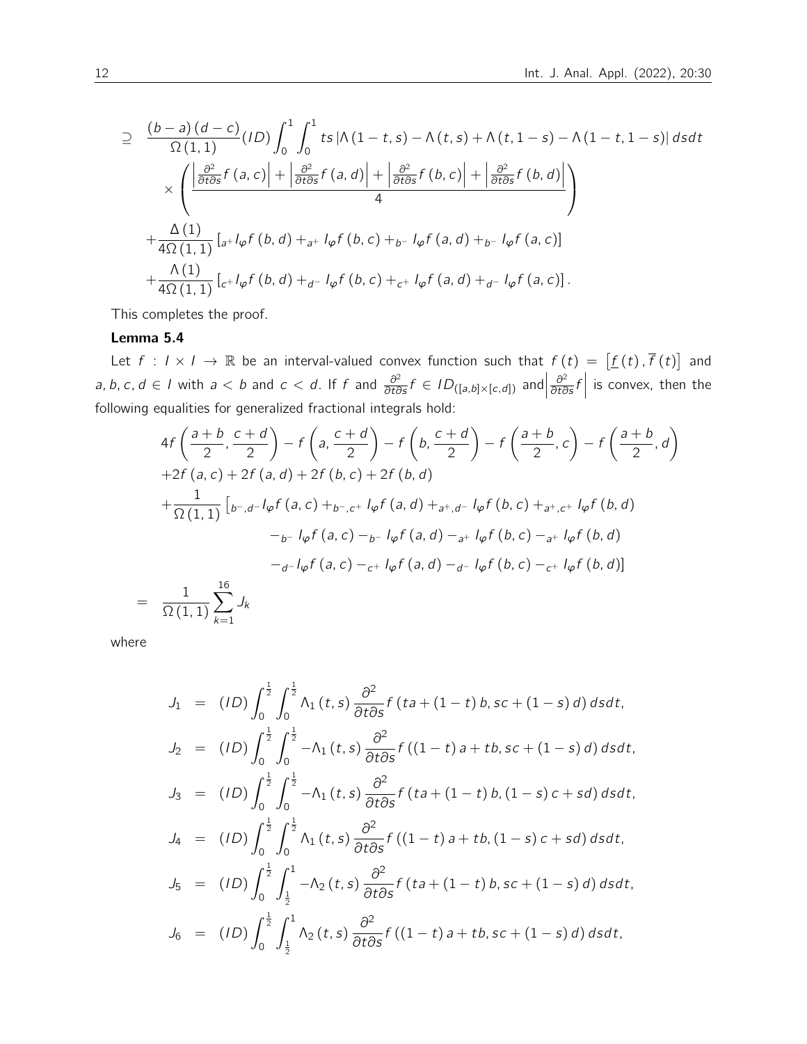$$\supseteq \frac{(b-a)(d-c)}{\Omega(1,1)}(ID)\int_0^1\int_0^1 ts\left|\Lambda(1-t,s)-\Lambda(t,s)+\Lambda(t,1-s)-\Lambda(1-t,1-s)\right|dsdt$$
$$\times\left(\frac{\left|\frac{\partial^2}{\partial t\partial s}f(a,c)\right|+\left|\frac{\partial^2}{\partial t\partial s}f(a,d)\right|+\left|\frac{\partial^2}{\partial t\partial s}f(b,c)\right|+\left|\frac{\partial^2}{\partial t\partial s}f(b,d)\right|}{4}\right)$$
$$+\frac{\Delta(1)}{4\Omega(1,1)}\left[{}_{a^+}I_\varphi f(b,d)+{}_{a^+}I_\varphi f(b,c)+{}_{b^-}I_\varphi f(a,d)+{}_{b^-}I_\varphi f(a,c)\right]$$
$$+\frac{\Lambda(1)}{4\Omega(1,1)}\left[{}_{c^+}I_\varphi f(b,d)+{}_{d^-}I_\varphi f(b,c)+{}_{c^+}I_\varphi f(a,d)+{}_{d^-}I_\varphi f(a,c)\right].$$

This completes the proof.

**Lemma 5.4**

Let $f: I\times I\to\mathbb{R}$ be an interval-valued convex function such that $f(t)=\left[\underline{f}(t),\overline{f}(t)\right]$ and $a,b,c,d\in I$ with $a<b$ and $c<d$. If $f$ and $\frac{\partial^2}{\partial t\partial s}f\in ID_{([a,b]\times[c,d])}$ and $\left|\frac{\partial^2}{\partial t\partial s}f\right|$ is convex, then the following equalities for generalized fractional integrals hold:

$$4f\left(\frac{a+b}{2},\frac{c+d}{2}\right)-f\left(a,\frac{c+d}{2}\right)-f\left(b,\frac{c+d}{2}\right)-f\left(\frac{a+b}{2},c\right)-f\left(\frac{a+b}{2},d\right)$$
$$+2f(a,c)+2f(a,d)+2f(b,c)+2f(b,d)$$
$$+\frac{1}{\Omega(1,1)}\left[{}_{b^-,d^-}I_\varphi f(a,c)+{}_{b^-,c^+}I_\varphi f(a,d)+{}_{a^+,d^-}I_\varphi f(b,c)+{}_{a^+,c^+}I_\varphi f(b,d)\right.$$
$$-{}_{b^-}I_\varphi f(a,c)-{}_{b^-}I_\varphi f(a,d)-{}_{a^+}I_\varphi f(b,c)-{}_{a^+}I_\varphi f(b,d)$$
$$\left.-{}_{d^-}I_\varphi f(a,c)-{}_{c^+}I_\varphi f(a,d)-{}_{d^-}I_\varphi f(b,c)-{}_{c^+}I_\varphi f(b,d)\right]$$
$$=\frac{1}{\Omega(1,1)}\sum_{k=1}^{16}J_k$$

where

$$J_1=(ID)\int_0^{\frac{1}{2}}\int_0^{\frac{1}{2}}\Lambda_1(t,s)\frac{\partial^2}{\partial t\partial s}f(ta+(1-t)b,sc+(1-s)d)\,dsdt,$$
$$J_2=(ID)\int_0^{\frac{1}{2}}\int_0^{\frac{1}{2}}-\Lambda_1(t,s)\frac{\partial^2}{\partial t\partial s}f((1-t)a+tb,sc+(1-s)d)\,dsdt,$$
$$J_3=(ID)\int_0^{\frac{1}{2}}\int_0^{\frac{1}{2}}-\Lambda_1(t,s)\frac{\partial^2}{\partial t\partial s}f(ta+(1-t)b,(1-s)c+sd)\,dsdt,$$
$$J_4=(ID)\int_0^{\frac{1}{2}}\int_0^{\frac{1}{2}}\Lambda_1(t,s)\frac{\partial^2}{\partial t\partial s}f((1-t)a+tb,(1-s)c+sd)\,dsdt,$$
$$J_5=(ID)\int_0^{\frac{1}{2}}\int_{\frac{1}{2}}^1-\Lambda_2(t,s)\frac{\partial^2}{\partial t\partial s}f(ta+(1-t)b,sc+(1-s)d)\,dsdt,$$
$$J_6=(ID)\int_0^{\frac{1}{2}}\int_{\frac{1}{2}}^1\Lambda_2(t,s)\frac{\partial^2}{\partial t\partial s}f((1-t)a+tb,sc+(1-s)d)\,dsdt,$$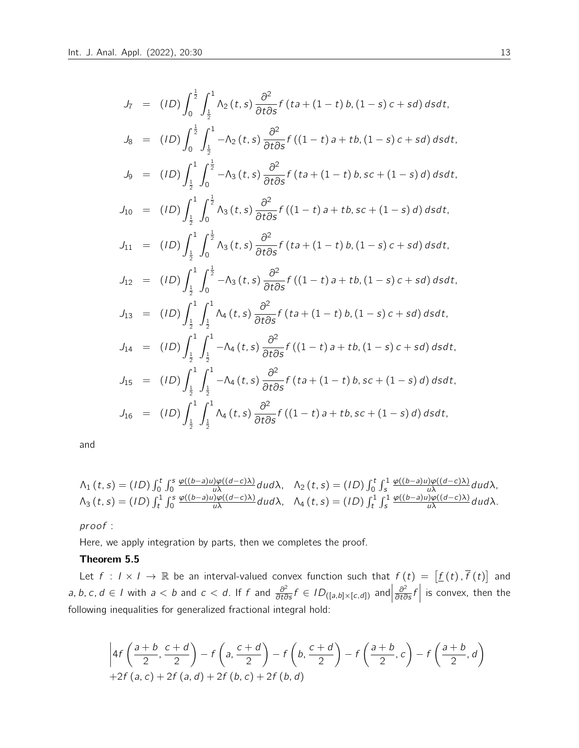$$
\begin{aligned}
J_7 &= (ID)\int_0^{\frac{1}{2}}\int_{\frac{1}{2}}^{1} \Lambda_2(t,s)\frac{\partial^2}{\partial t\partial s}f(ta+(1-t)b,(1-s)c+sd)\,dsdt,\\
J_8 &= (ID)\int_0^{\frac{1}{2}}\int_{\frac{1}{2}}^{1} -\Lambda_2(t,s)\frac{\partial^2}{\partial t\partial s}f((1-t)a+tb,(1-s)c+sd)\,dsdt,\\
J_9 &= (ID)\int_{\frac{1}{2}}^{1}\int_0^{\frac{1}{2}} -\Lambda_3(t,s)\frac{\partial^2}{\partial t\partial s}f(ta+(1-t)b,sc+(1-s)d)\,dsdt,\\
J_{10} &= (ID)\int_{\frac{1}{2}}^{1}\int_0^{\frac{1}{2}} \Lambda_3(t,s)\frac{\partial^2}{\partial t\partial s}f((1-t)a+tb,sc+(1-s)d)\,dsdt,\\
J_{11} &= (ID)\int_{\frac{1}{2}}^{1}\int_0^{\frac{1}{2}} \Lambda_3(t,s)\frac{\partial^2}{\partial t\partial s}f(ta+(1-t)b,(1-s)c+sd)\,dsdt,\\
J_{12} &= (ID)\int_{\frac{1}{2}}^{1}\int_0^{\frac{1}{2}} -\Lambda_3(t,s)\frac{\partial^2}{\partial t\partial s}f((1-t)a+tb,(1-s)c+sd)\,dsdt,\\
J_{13} &= (ID)\int_{\frac{1}{2}}^{1}\int_{\frac{1}{2}}^{1} \Lambda_4(t,s)\frac{\partial^2}{\partial t\partial s}f(ta+(1-t)b,(1-s)c+sd)\,dsdt,\\
J_{14} &= (ID)\int_{\frac{1}{2}}^{1}\int_{\frac{1}{2}}^{1} -\Lambda_4(t,s)\frac{\partial^2}{\partial t\partial s}f((1-t)a+tb,(1-s)c+sd)\,dsdt,\\
J_{15} &= (ID)\int_{\frac{1}{2}}^{1}\int_{\frac{1}{2}}^{1} -\Lambda_4(t,s)\frac{\partial^2}{\partial t\partial s}f(ta+(1-t)b,sc+(1-s)d)\,dsdt,\\
J_{16} &= (ID)\int_{\frac{1}{2}}^{1}\int_{\frac{1}{2}}^{1} \Lambda_4(t,s)\frac{\partial^2}{\partial t\partial s}f((1-t)a+tb,sc+(1-s)d)\,dsdt,
\end{aligned}
$$

and

$$
\Lambda_1(t,s)=(ID)\int_0^t\int_0^s \frac{\varphi((b-a)u)\varphi((d-c)\lambda)}{u\lambda}dud\lambda,\quad \Lambda_2(t,s)=(ID)\int_0^t\int_s^1 \frac{\varphi((b-a)u)\varphi((d-c)\lambda)}{u\lambda}dud\lambda,
$$
$$
\Lambda_3(t,s)=(ID)\int_t^1\int_0^s \frac{\varphi((b-a)u)\varphi((d-c)\lambda)}{u\lambda}dud\lambda,\quad \Lambda_4(t,s)=(ID)\int_t^1\int_s^1 \frac{\varphi((b-a)u)\varphi((d-c)\lambda)}{u\lambda}dud\lambda.
$$

*proof* :

Here, we apply integration by parts, then we completes the proof.

**Theorem 5.5**

Let $f : I\times I \to \mathbb{R}$ be an interval-valued convex function such that $f(t)=\left[\underline{f}(t),\overline{f}(t)\right]$ and $a,b,c,d\in I$ with $a<b$ and $c<d$. If $f$ and $\frac{\partial^2}{\partial t\partial s}f\in ID_{([a,b]\times[c,d])}$ and $\left|\frac{\partial^2}{\partial t\partial s}f\right|$ is convex, then the following inequalities for generalized fractional integral hold:

$$
\left|4f\left(\frac{a+b}{2},\frac{c+d}{2}\right)-f\left(a,\frac{c+d}{2}\right)-f\left(b,\frac{c+d}{2}\right)-f\left(\frac{a+b}{2},c\right)-f\left(\frac{a+b}{2},d\right)\right.
$$
$$
+2f(a,c)+2f(a,d)+2f(b,c)+2f(b,d)
$$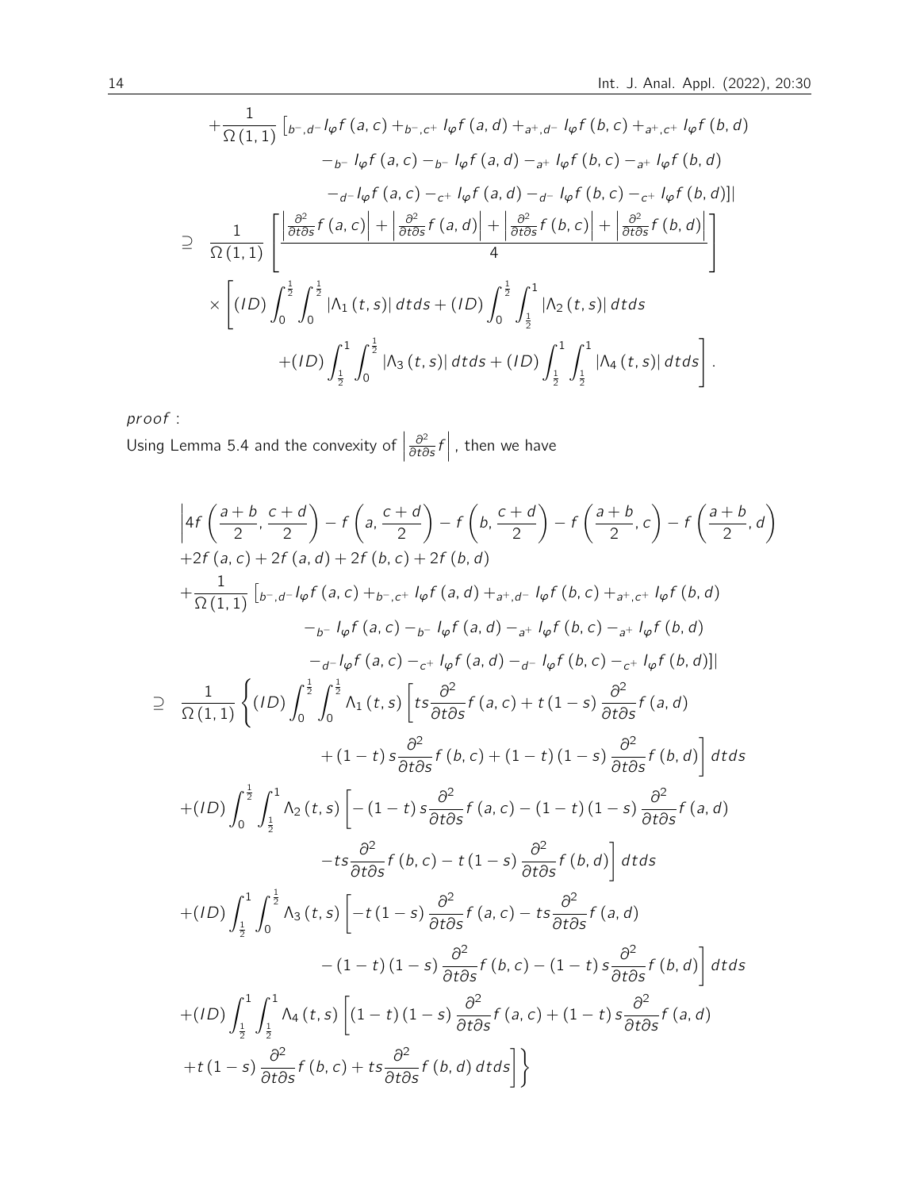$$
\begin{aligned}
&+\frac{1}{\Omega(1,1)}\left[{}_{b^-,d^-}I_\varphi f(a,c)+{}_{b^-,c^+}I_\varphi f(a,d)+{}_{a^+,d^-}I_\varphi f(b,c)+{}_{a^+,c^+}I_\varphi f(b,d)\right. \\
&\qquad -{}_{b^-}I_\varphi f(a,c)-{}_{b^-}I_\varphi f(a,d)-{}_{a^+}I_\varphi f(b,c)-{}_{a^+}I_\varphi f(b,d) \\
&\qquad \left.\left.-{}_{d^-}I_\varphi f(a,c)-{}_{c^+}I_\varphi f(a,d)-{}_{d^-}I_\varphi f(b,c)-{}_{c^+}I_\varphi f(b,d)\right]\right| \\
\supseteq\ & \frac{1}{\Omega(1,1)}\left[\frac{\left|\frac{\partial^2}{\partial t\partial s}f(a,c)\right|+\left|\frac{\partial^2}{\partial t\partial s}f(a,d)\right|+\left|\frac{\partial^2}{\partial t\partial s}f(b,c)\right|+\left|\frac{\partial^2}{\partial t\partial s}f(b,d)\right|}{4}\right] \\
&\times\left[(ID)\int_0^{\frac{1}{2}}\int_0^{\frac{1}{2}}|\Lambda_1(t,s)|\,dtds+(ID)\int_0^{\frac{1}{2}}\int_{\frac{1}{2}}^1|\Lambda_2(t,s)|\,dtds\right. \\
&\qquad \left.+(ID)\int_{\frac{1}{2}}^1\int_0^{\frac{1}{2}}|\Lambda_3(t,s)|\,dtds+(ID)\int_{\frac{1}{2}}^1\int_{\frac{1}{2}}^1|\Lambda_4(t,s)|\,dtds\right].
\end{aligned}
$$

*proof* :
Using Lemma 5.4 and the convexity of $\left|\frac{\partial^2}{\partial t\partial s}f\right|$, then we have

$$
\begin{aligned}
&\left|4f\left(\frac{a+b}{2},\frac{c+d}{2}\right)-f\left(a,\frac{c+d}{2}\right)-f\left(b,\frac{c+d}{2}\right)-f\left(\frac{a+b}{2},c\right)-f\left(\frac{a+b}{2},d\right)\right. \\
&+2f(a,c)+2f(a,d)+2f(b,c)+2f(b,d) \\
&+\frac{1}{\Omega(1,1)}\left[{}_{b^-,d^-}I_\varphi f(a,c)+{}_{b^-,c^+}I_\varphi f(a,d)+{}_{a^+,d^-}I_\varphi f(b,c)+{}_{a^+,c^+}I_\varphi f(b,d)\right. \\
&\qquad -{}_{b^-}I_\varphi f(a,c)-{}_{b^-}I_\varphi f(a,d)-{}_{a^+}I_\varphi f(b,c)-{}_{a^+}I_\varphi f(b,d) \\
&\qquad \left.\left.-{}_{d^-}I_\varphi f(a,c)-{}_{c^+}I_\varphi f(a,d)-{}_{d^-}I_\varphi f(b,c)-{}_{c^+}I_\varphi f(b,d)\right]\right| \\
\supseteq\ & \frac{1}{\Omega(1,1)}\left\{(ID)\int_0^{\frac{1}{2}}\int_0^{\frac{1}{2}}\Lambda_1(t,s)\left[ts\frac{\partial^2}{\partial t\partial s}f(a,c)+t(1-s)\frac{\partial^2}{\partial t\partial s}f(a,d)\right.\right. \\
&\qquad \left.+(1-t)s\frac{\partial^2}{\partial t\partial s}f(b,c)+(1-t)(1-s)\frac{\partial^2}{\partial t\partial s}f(b,d)\right]dtds \\
&+(ID)\int_0^{\frac{1}{2}}\int_{\frac{1}{2}}^1\Lambda_2(t,s)\left[-(1-t)s\frac{\partial^2}{\partial t\partial s}f(a,c)-(1-t)(1-s)\frac{\partial^2}{\partial t\partial s}f(a,d)\right. \\
&\qquad \left.-ts\frac{\partial^2}{\partial t\partial s}f(b,c)-t(1-s)\frac{\partial^2}{\partial t\partial s}f(b,d)\right]dtds \\
&+(ID)\int_{\frac{1}{2}}^1\int_0^{\frac{1}{2}}\Lambda_3(t,s)\left[-t(1-s)\frac{\partial^2}{\partial t\partial s}f(a,c)-ts\frac{\partial^2}{\partial t\partial s}f(a,d)\right. \\
&\qquad \left.-(1-t)(1-s)\frac{\partial^2}{\partial t\partial s}f(b,c)-(1-t)s\frac{\partial^2}{\partial t\partial s}f(b,d)\right]dtds \\
&+(ID)\int_{\frac{1}{2}}^1\int_{\frac{1}{2}}^1\Lambda_4(t,s)\left[(1-t)(1-s)\frac{\partial^2}{\partial t\partial s}f(a,c)+(1-t)s\frac{\partial^2}{\partial t\partial s}f(a,d)\right. \\
&\left.\left.+t(1-s)\frac{\partial^2}{\partial t\partial s}f(b,c)+ts\frac{\partial^2}{\partial t\partial s}f(b,d)\,dtds\right]\right\}
\end{aligned}
$$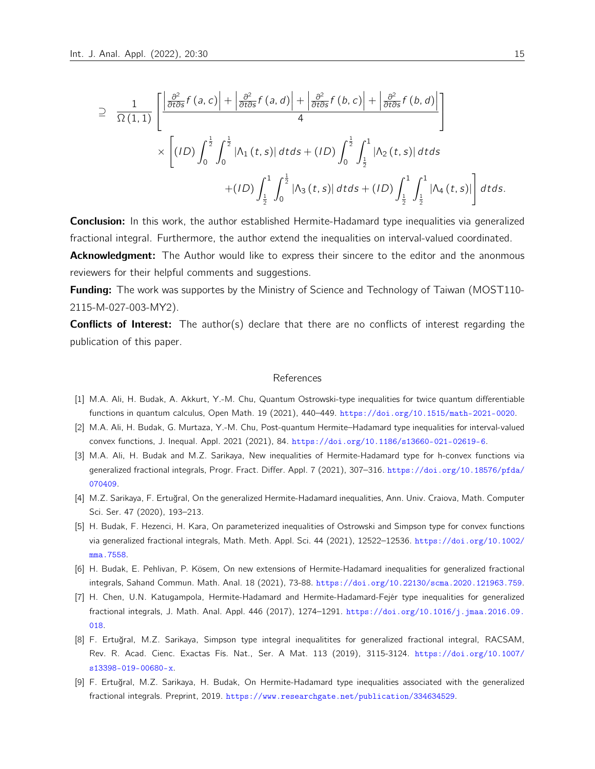$$
\begin{aligned}
\supseteq\ & \frac{1}{\Omega(1,1)}\left[\frac{\left|\frac{\partial^2}{\partial t\partial s}f(a,c)\right|+\left|\frac{\partial^2}{\partial t\partial s}f(a,d)\right|+\left|\frac{\partial^2}{\partial t\partial s}f(b,c)\right|+\left|\frac{\partial^2}{\partial t\partial s}f(b,d)\right|}{4}\right] \\
&\times\left[(ID)\int_0^{\frac{1}{2}}\int_0^{\frac{1}{2}}|\Lambda_1(t,s)|\,dtds+(ID)\int_0^{\frac{1}{2}}\int_{\frac{1}{2}}^{1}|\Lambda_2(t,s)|\,dtds\right. \\
&\left.+(ID)\int_{\frac{1}{2}}^{1}\int_0^{\frac{1}{2}}|\Lambda_3(t,s)|\,dtds+(ID)\int_{\frac{1}{2}}^{1}\int_{\frac{1}{2}}^{1}|\Lambda_4(t,s)|\right]dtds.
\end{aligned}
$$

**Conclusion:** In this work, the author established Hermite-Hadamard type inequalities via generalized fractional integral. Furthermore, the author extend the inequalities on interval-valued coordinated.

**Acknowledgment:** The Author would like to express their sincere to the editor and the anonmous reviewers for their helpful comments and suggestions.

**Funding:** The work was supportes by the Ministry of Science and Technology of Taiwan (MOST110-2115-M-027-003-MY2).

**Conflicts of Interest:** The author(s) declare that there are no conflicts of interest regarding the publication of this paper.

## References

[1] M.A. Ali, H. Budak, A. Akkurt, Y.-M. Chu, Quantum Ostrowski-type inequalities for twice quantum differentiable functions in quantum calculus, Open Math. 19 (2021), 440–449. https://doi.org/10.1515/math-2021-0020.

[2] M.A. Ali, H. Budak, G. Murtaza, Y.-M. Chu, Post-quantum Hermite–Hadamard type inequalities for interval-valued convex functions, J. Inequal. Appl. 2021 (2021), 84. https://doi.org/10.1186/s13660-021-02619-6.

[3] M.A. Ali, H. Budak and M.Z. Sarikaya, New inequalities of Hermite-Hadamard type for h-convex functions via generalized fractional integrals, Progr. Fract. Differ. Appl. 7 (2021), 307–316. https://doi.org/10.18576/pfda/070409.

[4] M.Z. Sarikaya, F. Ertuğral, On the generalized Hermite-Hadamard inequalities, Ann. Univ. Craiova, Math. Computer Sci. Ser. 47 (2020), 193–213.

[5] H. Budak, F. Hezenci, H. Kara, On parameterized inequalities of Ostrowski and Simpson type for convex functions via generalized fractional integrals, Math. Meth. Appl. Sci. 44 (2021), 12522–12536. https://doi.org/10.1002/mma.7558.

[6] H. Budak, E. Pehlivan, P. Kösem, On new extensions of Hermite-Hadamard inequalities for generalized fractional integrals, Sahand Commun. Math. Anal. 18 (2021), 73-88. https://doi.org/10.22130/scma.2020.121963.759.

[7] H. Chen, U.N. Katugampola, Hermite-Hadamard and Hermite-Hadamard-Fejér type inequalities for generalized fractional integrals, J. Math. Anal. Appl. 446 (2017), 1274–1291. https://doi.org/10.1016/j.jmaa.2016.09.018.

[8] F. Ertuğral, M.Z. Sarikaya, Simpson type integral inequalitites for generalized fractional integral, RACSAM, Rev. R. Acad. Cienc. Exactas Fís. Nat., Ser. A Mat. 113 (2019), 3115-3124. https://doi.org/10.1007/s13398-019-00680-x.

[9] F. Ertuğral, M.Z. Sarikaya, H. Budak, On Hermite-Hadamard type inequalities associated with the generalized fractional integrals. Preprint, 2019. https://www.researchgate.net/publication/334634529.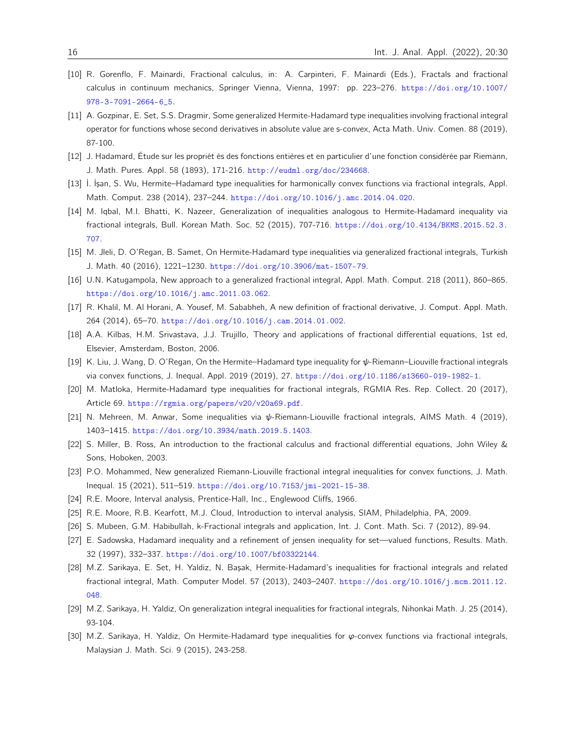[10] R. Gorenflo, F. Mainardi, Fractional calculus, in: A. Carpinteri, F. Mainardi (Eds.), Fractals and fractional calculus in continuum mechanics, Springer Vienna, Vienna, 1997: pp. 223–276. https://doi.org/10.1007/978-3-7091-2664-6_5.

[11] A. Gozpinar, E. Set, S.S. Dragmir, Some generalized Hermite-Hadamard type inequalities involving fractional integral operator for functions whose second derivatives in absolute value are s-convex, Acta Math. Univ. Comen. 88 (2019), 87-100.

[12] J. Hadamard, Étude sur les propriét és des fonctions entières et en particulier d'une fonction considérée par Riemann, J. Math. Pures. Appl. 58 (1893), 171-216. http://eudml.org/doc/234668.

[13] İ. İşan, S. Wu, Hermite–Hadamard type inequalities for harmonically convex functions via fractional integrals, Appl. Math. Comput. 238 (2014), 237–244. https://doi.org/10.1016/j.amc.2014.04.020.

[14] M. Iqbal, M.I. Bhatti, K. Nazeer, Generalization of inequalities analogous to Hermite-Hadamard inequality via fractional integrals, Bull. Korean Math. Soc. 52 (2015), 707-716. https://doi.org/10.4134/BKMS.2015.52.3.707.

[15] M. Jleli, D. O'Regan, B. Samet, On Hermite-Hadamard type inequalities via generalized fractional integrals, Turkish J. Math. 40 (2016), 1221–1230. https://doi.org/10.3906/mat-1507-79.

[16] U.N. Katugampola, New approach to a generalized fractional integral, Appl. Math. Comput. 218 (2011), 860–865. https://doi.org/10.1016/j.amc.2011.03.062.

[17] R. Khalil, M. Al Horani, A. Yousef, M. Sababheh, A new definition of fractional derivative, J. Comput. Appl. Math. 264 (2014), 65–70. https://doi.org/10.1016/j.cam.2014.01.002.

[18] A.A. Kilbas, H.M. Srivastava, J.J. Trujillo, Theory and applications of fractional differential equations, 1st ed, Elsevier, Amsterdam, Boston, 2006.

[19] K. Liu, J. Wang, D. O'Regan, On the Hermite–Hadamard type inequality for $\psi$-Riemann–Liouville fractional integrals via convex functions, J. Inequal. Appl. 2019 (2019), 27. https://doi.org/10.1186/s13660-019-1982-1.

[20] M. Matloka, Hermite-Hadamard type inequalities for fractional integrals, RGMIA Res. Rep. Collect. 20 (2017), Article 69. https://rgmia.org/papers/v20/v20a69.pdf.

[21] N. Mehreen, M. Anwar, Some inequalities via $\psi$-Riemann-Liouville fractional integrals, AIMS Math. 4 (2019), 1403–1415. https://doi.org/10.3934/math.2019.5.1403.

[22] S. Miller, B. Ross, An introduction to the fractional calculus and fractional differential equations, John Wiley & Sons, Hoboken, 2003.

[23] P.O. Mohammed, New generalized Riemann-Liouville fractional integral inequalities for convex functions, J. Math. Inequal. 15 (2021), 511–519. https://doi.org/10.7153/jmi-2021-15-38.

[24] R.E. Moore, Interval analysis, Prentice-Hall, Inc., Englewood Cliffs, 1966.

[25] R.E. Moore, R.B. Kearfott, M.J. Cloud, Introduction to interval analysis, SIAM, Philadelphia, PA, 2009.

[26] S. Mubeen, G.M. Habibullah, k-Fractional integrals and application, Int. J. Cont. Math. Sci. 7 (2012), 89-94.

[27] E. Sadowska, Hadamard inequality and a refinement of jensen inequality for set—valued functions, Results. Math. 32 (1997), 332–337. https://doi.org/10.1007/bf03322144.

[28] M.Z. Sarikaya, E. Set, H. Yaldiz, N. Başak, Hermite-Hadamard's inequalities for fractional integrals and related fractional integral, Math. Computer Model. 57 (2013), 2403–2407. https://doi.org/10.1016/j.mcm.2011.12.048.

[29] M.Z. Sarikaya, H. Yaldiz, On generalization integral inequalities for fractional integrals, Nihonkai Math. J. 25 (2014), 93-104.

[30] M.Z. Sarikaya, H. Yaldiz, On Hermite-Hadamard type inequalities for $\varphi$-convex functions via fractional integrals, Malaysian J. Math. Sci. 9 (2015), 243-258.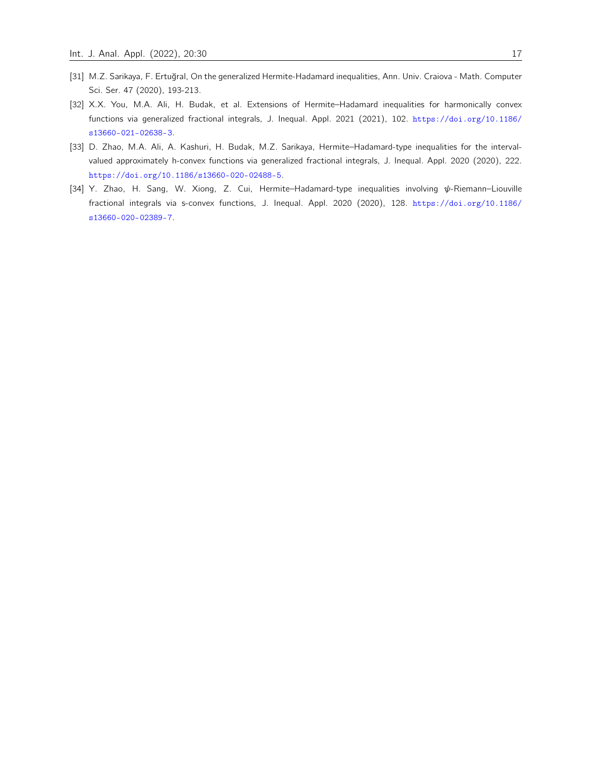[31] M.Z. Sarikaya, F. Ertuğral, On the generalized Hermite-Hadamard inequalities, Ann. Univ. Craiova - Math. Computer Sci. Ser. 47 (2020), 193-213.

[32] X.X. You, M.A. Ali, H. Budak, et al. Extensions of Hermite–Hadamard inequalities for harmonically convex functions via generalized fractional integrals, J. Inequal. Appl. 2021 (2021), 102. https://doi.org/10.1186/s13660-021-02638-3.

[33] D. Zhao, M.A. Ali, A. Kashuri, H. Budak, M.Z. Sarikaya, Hermite–Hadamard-type inequalities for the interval-valued approximately h-convex functions via generalized fractional integrals, J. Inequal. Appl. 2020 (2020), 222. https://doi.org/10.1186/s13660-020-02488-5.

[34] Y. Zhao, H. Sang, W. Xiong, Z. Cui, Hermite–Hadamard-type inequalities involving $\psi$-Riemann–Liouville fractional integrals via s-convex functions, J. Inequal. Appl. 2020 (2020), 128. https://doi.org/10.1186/s13660-020-02389-7.